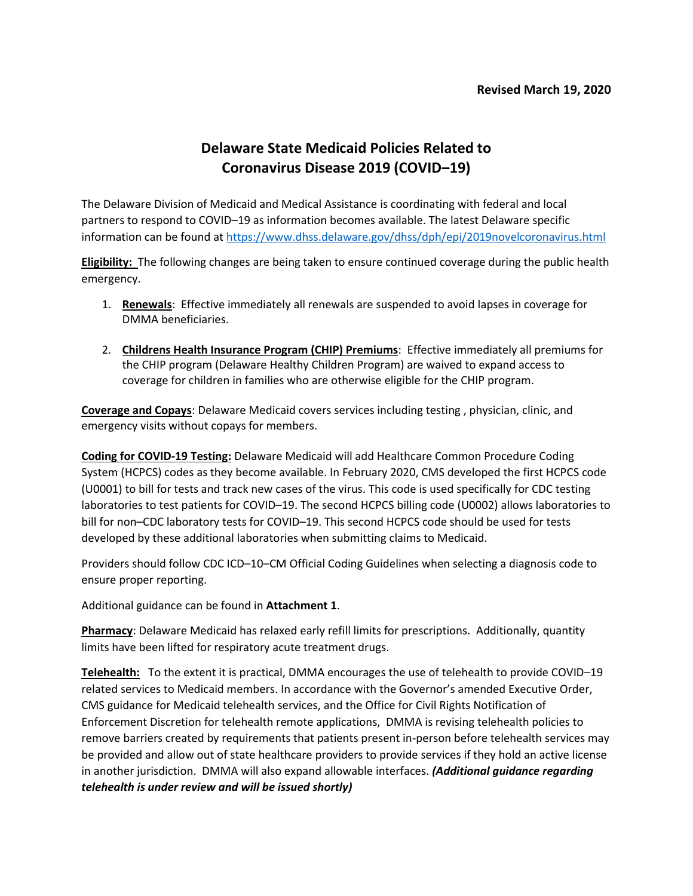**Revised March 19, 2020**

# Delaware State Medicaid Policies Related to Coronavirus Disease 2019 (COVID–19)

The Delaware Division of Medicaid and Medical Assistance is coordinating with federal and local partners to respond to COVID–19 as information becomes available. The latest Delaware specific information can be found at https://www.dhss.delaware.gov/dhss/dph/epi/2019novelcoronavirus.html

**Eligibility:** The following changes are being taken to ensure continued coverage during the public health emergency.

1. **Renewals**: Effective immediately all renewals are suspended to avoid lapses in coverage for DMMA beneficiaries.

2. **Childrens Health Insurance Program (CHIP) Premiums**: Effective immediately all premiums for the CHIP program (Delaware Healthy Children Program) are waived to expand access to coverage for children in families who are otherwise eligible for the CHIP program.

**Coverage and Copays**: Delaware Medicaid covers services including testing , physician, clinic, and emergency visits without copays for members.

**Coding for COVID-19 Testing:** Delaware Medicaid will add Healthcare Common Procedure Coding System (HCPCS) codes as they become available. In February 2020, CMS developed the first HCPCS code (U0001) to bill for tests and track new cases of the virus. This code is used specifically for CDC testing laboratories to test patients for COVID–19. The second HCPCS billing code (U0002) allows laboratories to bill for non–CDC laboratory tests for COVID–19. This second HCPCS code should be used for tests developed by these additional laboratories when submitting claims to Medicaid.

Providers should follow CDC ICD–10–CM Official Coding Guidelines when selecting a diagnosis code to ensure proper reporting.

Additional guidance can be found in **Attachment 1**.

**Pharmacy**: Delaware Medicaid has relaxed early refill limits for prescriptions. Additionally, quantity limits have been lifted for respiratory acute treatment drugs.

**Telehealth:** To the extent it is practical, DMMA encourages the use of telehealth to provide COVID–19 related services to Medicaid members. In accordance with the Governor's amended Executive Order, CMS guidance for Medicaid telehealth services, and the Office for Civil Rights Notification of Enforcement Discretion for telehealth remote applications, DMMA is revising telehealth policies to remove barriers created by requirements that patients present in-person before telehealth services may be provided and allow out of state healthcare providers to provide services if they hold an active license in another jurisdiction. DMMA will also expand allowable interfaces. ***(Additional guidance regarding telehealth is under review and will be issued shortly)***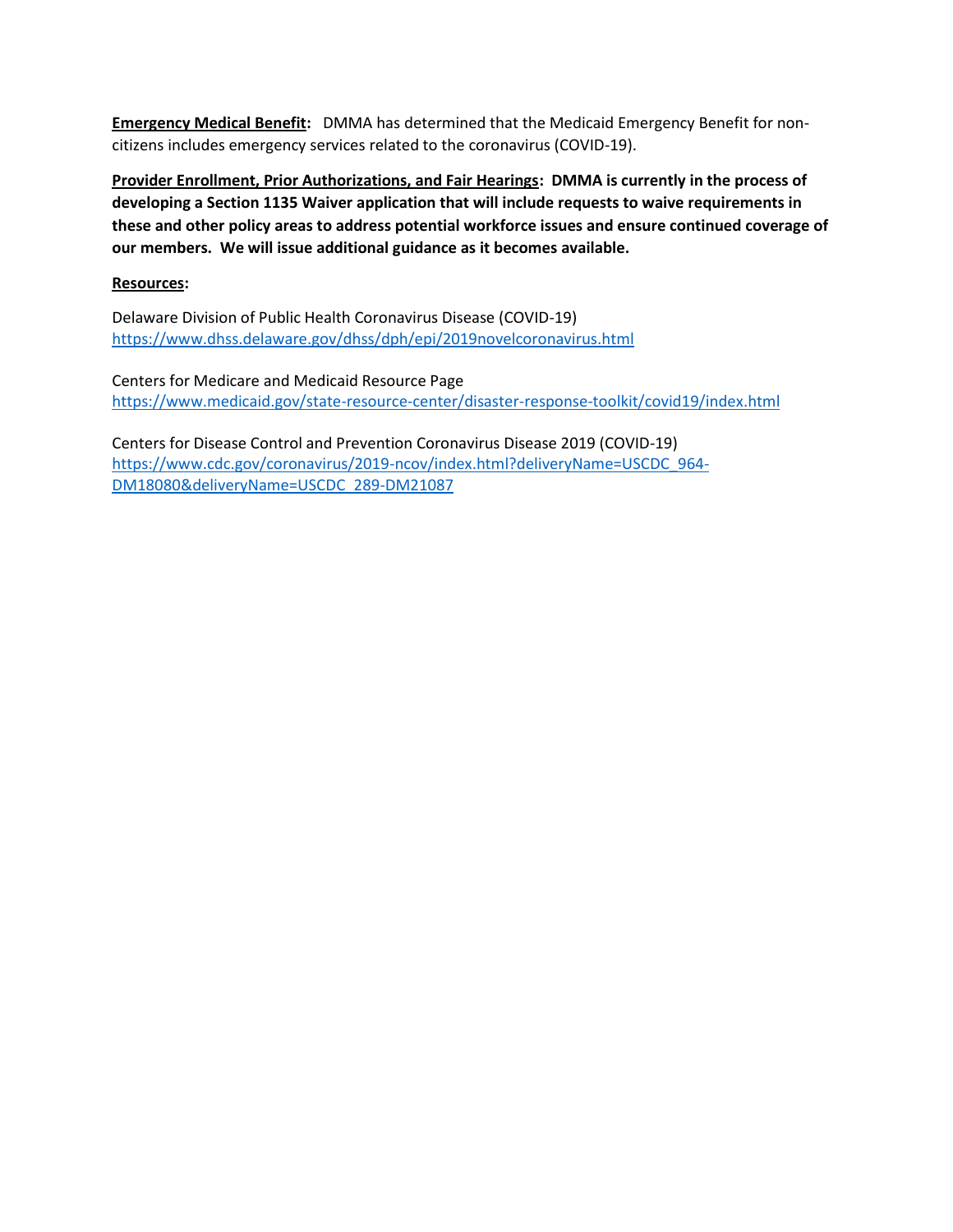**Emergency Medical Benefit:** DMMA has determined that the Medicaid Emergency Benefit for non-citizens includes emergency services related to the coronavirus (COVID-19).

**Provider Enrollment, Prior Authorizations, and Fair Hearings: DMMA is currently in the process of developing a Section 1135 Waiver application that will include requests to waive requirements in these and other policy areas to address potential workforce issues and ensure continued coverage of our members. We will issue additional guidance as it becomes available.**

**Resources:**

Delaware Division of Public Health Coronavirus Disease (COVID-19)
https://www.dhss.delaware.gov/dhss/dph/epi/2019novelcoronavirus.html

Centers for Medicare and Medicaid Resource Page
https://www.medicaid.gov/state-resource-center/disaster-response-toolkit/covid19/index.html

Centers for Disease Control and Prevention Coronavirus Disease 2019 (COVID-19)
https://www.cdc.gov/coronavirus/2019-ncov/index.html?deliveryName=USCDC_964-DM18080&deliveryName=USCDC_289-DM21087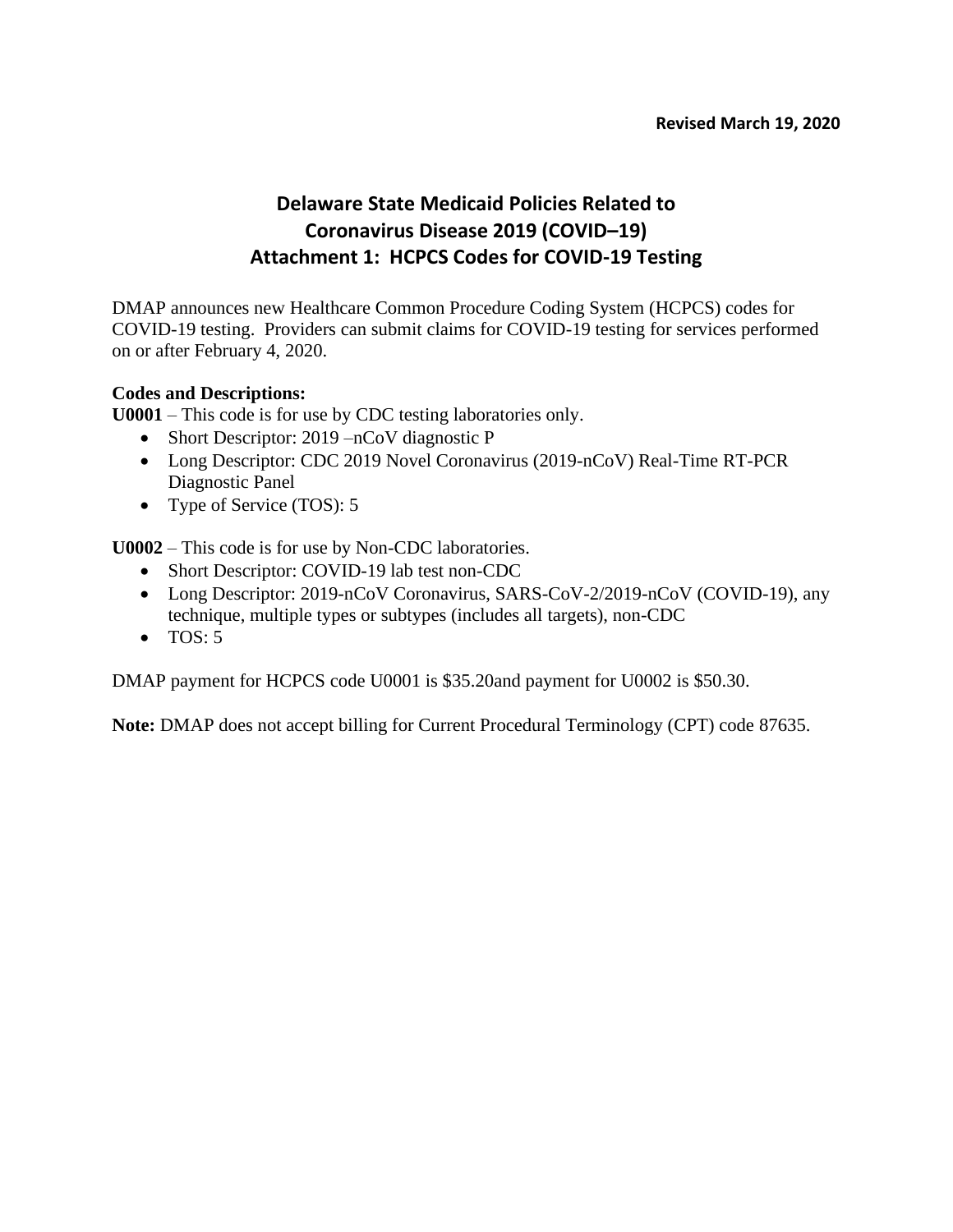**Revised March 19, 2020**

# Delaware State Medicaid Policies Related to Coronavirus Disease 2019 (COVID–19)
## Attachment 1: HCPCS Codes for COVID-19 Testing

DMAP announces new Healthcare Common Procedure Coding System (HCPCS) codes for COVID-19 testing. Providers can submit claims for COVID-19 testing for services performed on or after February 4, 2020.

**Codes and Descriptions:**

**U0001** – This code is for use by CDC testing laboratories only.

- Short Descriptor: 2019 –nCoV diagnostic P
- Long Descriptor: CDC 2019 Novel Coronavirus (2019-nCoV) Real-Time RT-PCR Diagnostic Panel
- Type of Service (TOS): 5

**U0002** – This code is for use by Non-CDC laboratories.

- Short Descriptor: COVID-19 lab test non-CDC
- Long Descriptor: 2019-nCoV Coronavirus, SARS-CoV-2/2019-nCoV (COVID-19), any technique, multiple types or subtypes (includes all targets), non-CDC
- TOS: 5

DMAP payment for HCPCS code U0001 is $35.20and payment for U0002 is $50.30.

**Note:** DMAP does not accept billing for Current Procedural Terminology (CPT) code 87635.